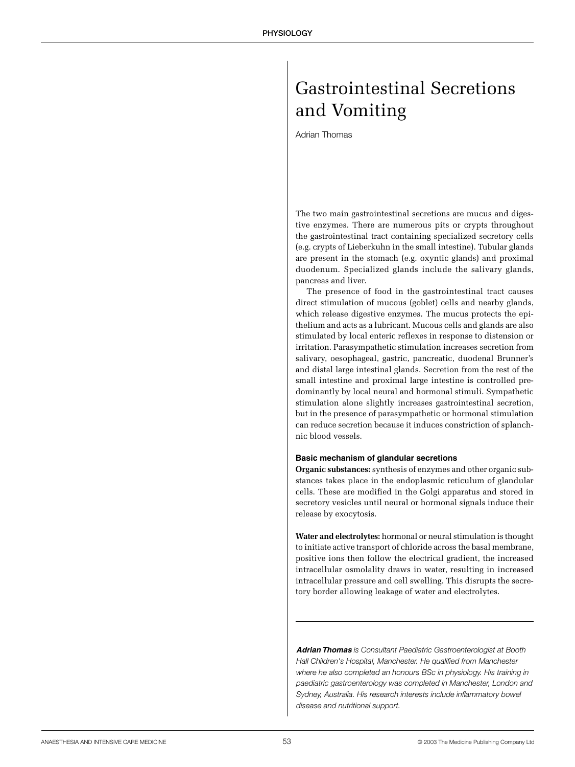# Gastrointestinal Secretions and Vomiting

Adrian Thomas

The two main gastrointestinal secretions are mucus and digestive enzymes. There are numerous pits or crypts throughout the gastrointestinal tract containing specialized secretory cells (e.g. crypts of Lieberkuhn in the small intestine). Tubular glands are present in the stomach (e.g. oxyntic glands) and proximal duodenum. Specialized glands include the salivary glands, pancreas and liver.

The presence of food in the gastrointestinal tract causes direct stimulation of mucous (goblet) cells and nearby glands, which release digestive enzymes. The mucus protects the epithelium and acts as a lubricant. Mucous cells and glands are also stimulated by local enteric reflexes in response to distension or irritation. Parasympathetic stimulation increases secretion from salivary, oesophageal, gastric, pancreatic, duodenal Brunner's and distal large intestinal glands. Secretion from the rest of the small intestine and proximal large intestine is controlled predominantly by local neural and hormonal stimuli. Sympathetic stimulation alone slightly increases gastrointestinal secretion, but in the presence of parasympathetic or hormonal stimulation can reduce secretion because it induces constriction of splanchnic blood vessels.

### Basic mechanism of glandular secretions

**Organic substances:** synthesis of enzymes and other organic substances takes place in the endoplasmic reticulum of glandular cells. These are modified in the Golgi apparatus and stored in secretory vesicles until neural or hormonal signals induce their release by exocytosis.

**Water and electrolytes:** hormonal or neural stimulation is thought to initiate active transport of chloride across the basal membrane, positive ions then follow the electrical gradient, the increased intracellular osmolality draws in water, resulting in increased intracellular pressure and cell swelling. This disrupts the secretory border allowing leakage of water and electrolytes.

***Adrian Thomas*** *is Consultant Paediatric Gastroenterologist at Booth Hall Children's Hospital, Manchester. He qualified from Manchester where he also completed an honours BSc in physiology. His training in paediatric gastroenterology was completed in Manchester, London and Sydney, Australia. His research interests include inflammatory bowel disease and nutritional support.*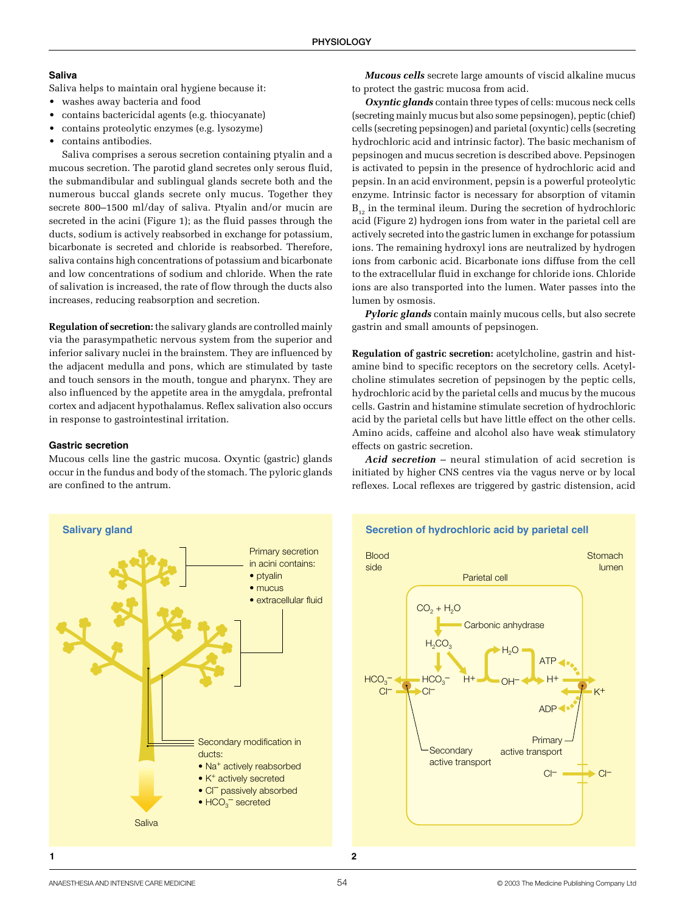## Saliva

Saliva helps to maintain oral hygiene because it:

- washes away bacteria and food
- contains bactericidal agents (e.g. thiocyanate)
- contains proteolytic enzymes (e.g. lysozyme)
- contains antibodies.

Saliva comprises a serous secretion containing ptyalin and a mucous secretion. The parotid gland secretes only serous fluid, the submandibular and sublingual glands secrete both and the numerous buccal glands secrete only mucus. Together they secrete 800–1500 ml/day of saliva. Ptyalin and/or mucin are secreted in the acini (Figure 1); as the fluid passes through the ducts, sodium is actively reabsorbed in exchange for potassium, bicarbonate is secreted and chloride is reabsorbed. Therefore, saliva contains high concentrations of potassium and bicarbonate and low concentrations of sodium and chloride. When the rate of salivation is increased, the rate of flow through the ducts also increases, reducing reabsorption and secretion.

**Regulation of secretion:** the salivary glands are controlled mainly via the parasympathetic nervous system from the superior and inferior salivary nuclei in the brainstem. They are influenced by the adjacent medulla and pons, which are stimulated by taste and touch sensors in the mouth, tongue and pharynx. They are also influenced by the appetite area in the amygdala, prefrontal cortex and adjacent hypothalamus. Reflex salivation also occurs in response to gastrointestinal irritation.

## Gastric secretion

Mucous cells line the gastric mucosa. Oxyntic (gastric) glands occur in the fundus and body of the stomach. The pyloric glands are confined to the antrum.

***Mucous cells*** secrete large amounts of viscid alkaline mucus to protect the gastric mucosa from acid.

***Oxyntic glands*** contain three types of cells: mucous neck cells (secreting mainly mucus but also some pepsinogen), peptic (chief) cells (secreting pepsinogen) and parietal (oxyntic) cells (secreting hydrochloric acid and intrinsic factor). The basic mechanism of pepsinogen and mucus secretion is described above. Pepsinogen is activated to pepsin in the presence of hydrochloric acid and pepsin. In an acid environment, pepsin is a powerful proteolytic enzyme. Intrinsic factor is necessary for absorption of vitamin $B_{12}$ in the terminal ileum. During the secretion of hydrochloric acid (Figure 2) hydrogen ions from water in the parietal cell are actively secreted into the gastric lumen in exchange for potassium ions. The remaining hydroxyl ions are neutralized by hydrogen ions from carbonic acid. Bicarbonate ions diffuse from the cell to the extracellular fluid in exchange for chloride ions. Chloride ions are also transported into the lumen. Water passes into the lumen by osmosis.

***Pyloric glands*** contain mainly mucous cells, but also secrete gastrin and small amounts of pepsinogen.

**Regulation of gastric secretion:** acetylcholine, gastrin and histamine bind to specific receptors on the secretory cells. Acetylcholine stimulates secretion of pepsinogen by the peptic cells, hydrochloric acid by the parietal cells and mucus by the mucous cells. Gastrin and histamine stimulate secretion of hydrochloric acid by the parietal cells but have little effect on the other cells. Amino acids, caffeine and alcohol also have weak stimulatory effects on gastric secretion.

***Acid secretion*** – neural stimulation of acid secretion is initiated by higher CNS centres via the vagus nerve or by local reflexes. Local reflexes are triggered by gastric distension, acid

Salivary gland

Primary secretion in acini contains:
- ptyalin
- mucus
- extracellular fluid

Secondary modification in ducts:
- $Na^+$ actively reabsorbed
- $K^+$ actively secreted
- $Cl^-$ passively absorbed
- $HCO_3^-$ secreted

Saliva

1

Secretion of hydrochloric acid by parietal cell

Blood side

Stomach lumen

Parietal cell

$CO_2 + H_2O$

Carbonic anhydrase

$H_2CO_3$

$H_2O$

ATP

$HCO_3^-$ $Cl^-$

$HCO_3^-$ $Cl^-$

$H^+$

$OH^-$

$H^+$

$K^+$

ADP

Secondary active transport

Primary active transport

$Cl^-$

$Cl^-$

2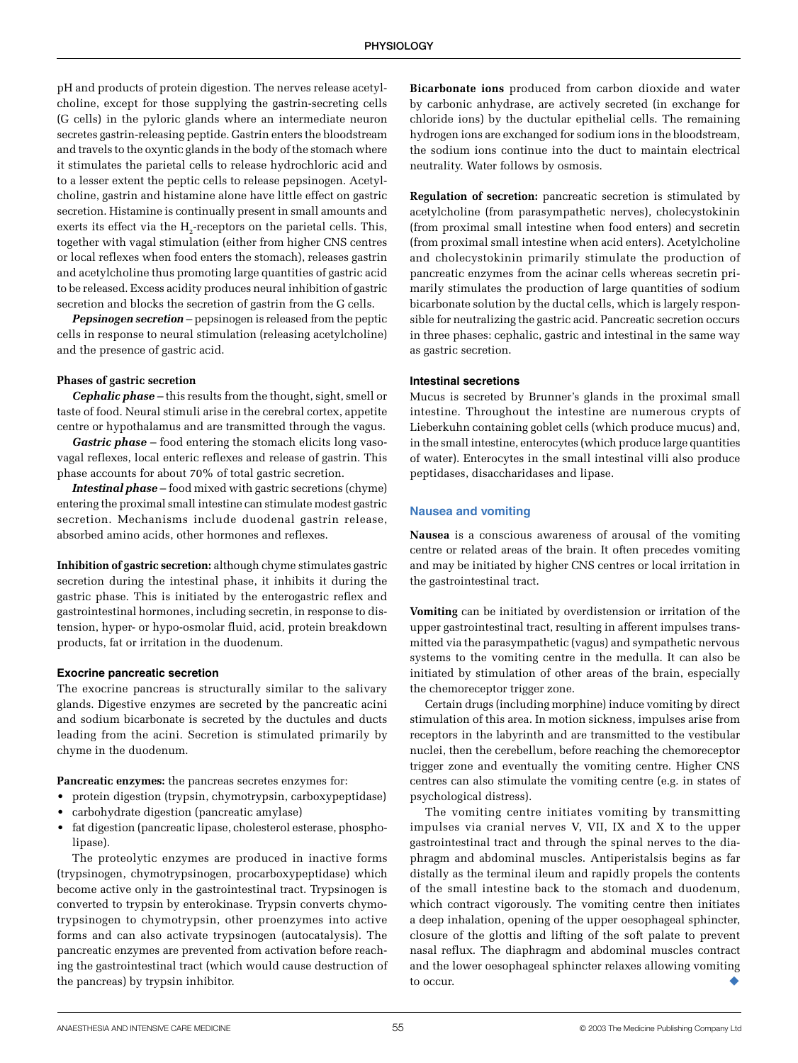pH and products of protein digestion. The nerves release acetylcholine, except for those supplying the gastrin-secreting cells (G cells) in the pyloric glands where an intermediate neuron secretes gastrin-releasing peptide. Gastrin enters the bloodstream and travels to the oxyntic glands in the body of the stomach where it stimulates the parietal cells to release hydrochloric acid and to a lesser extent the peptic cells to release pepsinogen. Acetylcholine, gastrin and histamine alone have little effect on gastric secretion. Histamine is continually present in small amounts and exerts its effect via the $H_2$-receptors on the parietal cells. This, together with vagal stimulation (either from higher CNS centres or local reflexes when food enters the stomach), releases gastrin and acetylcholine thus promoting large quantities of gastric acid to be released. Excess acidity produces neural inhibition of gastric secretion and blocks the secretion of gastrin from the G cells.

***Pepsinogen secretion*** – pepsinogen is released from the peptic cells in response to neural stimulation (releasing acetylcholine) and the presence of gastric acid.

**Phases of gastric secretion**

***Cephalic phase*** – this results from the thought, sight, smell or taste of food. Neural stimuli arise in the cerebral cortex, appetite centre or hypothalamus and are transmitted through the vagus.

***Gastric phase*** – food entering the stomach elicits long vasovagal reflexes, local enteric reflexes and release of gastrin. This phase accounts for about 70% of total gastric secretion.

***Intestinal phase*** – food mixed with gastric secretions (chyme) entering the proximal small intestine can stimulate modest gastric secretion. Mechanisms include duodenal gastrin release, absorbed amino acids, other hormones and reflexes.

**Inhibition of gastric secretion:** although chyme stimulates gastric secretion during the intestinal phase, it inhibits it during the gastric phase. This is initiated by the enterogastric reflex and gastrointestinal hormones, including secretin, in response to distension, hyper- or hypo-osmolar fluid, acid, protein breakdown products, fat or irritation in the duodenum.

### Exocrine pancreatic secretion

The exocrine pancreas is structurally similar to the salivary glands. Digestive enzymes are secreted by the pancreatic acini and sodium bicarbonate is secreted by the ductules and ducts leading from the acini. Secretion is stimulated primarily by chyme in the duodenum.

**Pancreatic enzymes:** the pancreas secretes enzymes for:

- protein digestion (trypsin, chymotrypsin, carboxypeptidase)
- carbohydrate digestion (pancreatic amylase)
- fat digestion (pancreatic lipase, cholesterol esterase, phospholipase).

The proteolytic enzymes are produced in inactive forms (trypsinogen, chymotrypsinogen, procarboxypeptidase) which become active only in the gastrointestinal tract. Trypsinogen is converted to trypsin by enterokinase. Trypsin converts chymotrypsinogen to chymotrypsin, other proenzymes into active forms and can also activate trypsinogen (autocatalysis). The pancreatic enzymes are prevented from activation before reaching the gastrointestinal tract (which would cause destruction of the pancreas) by trypsin inhibitor.

**Bicarbonate ions** produced from carbon dioxide and water by carbonic anhydrase, are actively secreted (in exchange for chloride ions) by the ductular epithelial cells. The remaining hydrogen ions are exchanged for sodium ions in the bloodstream, the sodium ions continue into the duct to maintain electrical neutrality. Water follows by osmosis.

**Regulation of secretion:** pancreatic secretion is stimulated by acetylcholine (from parasympathetic nerves), cholecystokinin (from proximal small intestine when food enters) and secretin (from proximal small intestine when acid enters). Acetylcholine and cholecystokinin primarily stimulate the production of pancreatic enzymes from the acinar cells whereas secretin primarily stimulates the production of large quantities of sodium bicarbonate solution by the ductal cells, which is largely responsible for neutralizing the gastric acid. Pancreatic secretion occurs in three phases: cephalic, gastric and intestinal in the same way as gastric secretion.

### Intestinal secretions

Mucus is secreted by Brunner's glands in the proximal small intestine. Throughout the intestine are numerous crypts of Lieberkuhn containing goblet cells (which produce mucus) and, in the small intestine, enterocytes (which produce large quantities of water). Enterocytes in the small intestinal villi also produce peptidases, disaccharidases and lipase.

## Nausea and vomiting

**Nausea** is a conscious awareness of arousal of the vomiting centre or related areas of the brain. It often precedes vomiting and may be initiated by higher CNS centres or local irritation in the gastrointestinal tract.

**Vomiting** can be initiated by overdistension or irritation of the upper gastrointestinal tract, resulting in afferent impulses transmitted via the parasympathetic (vagus) and sympathetic nervous systems to the vomiting centre in the medulla. It can also be initiated by stimulation of other areas of the brain, especially the chemoreceptor trigger zone.

Certain drugs (including morphine) induce vomiting by direct stimulation of this area. In motion sickness, impulses arise from receptors in the labyrinth and are transmitted to the vestibular nuclei, then the cerebellum, before reaching the chemoreceptor trigger zone and eventually the vomiting centre. Higher CNS centres can also stimulate the vomiting centre (e.g. in states of psychological distress).

The vomiting centre initiates vomiting by transmitting impulses via cranial nerves V, VII, IX and X to the upper gastrointestinal tract and through the spinal nerves to the diaphragm and abdominal muscles. Antiperistalsis begins as far distally as the terminal ileum and rapidly propels the contents of the small intestine back to the stomach and duodenum, which contract vigorously. The vomiting centre then initiates a deep inhalation, opening of the upper oesophageal sphincter, closure of the glottis and lifting of the soft palate to prevent nasal reflux. The diaphragm and abdominal muscles contract and the lower oesophageal sphincter relaxes allowing vomiting to occur.